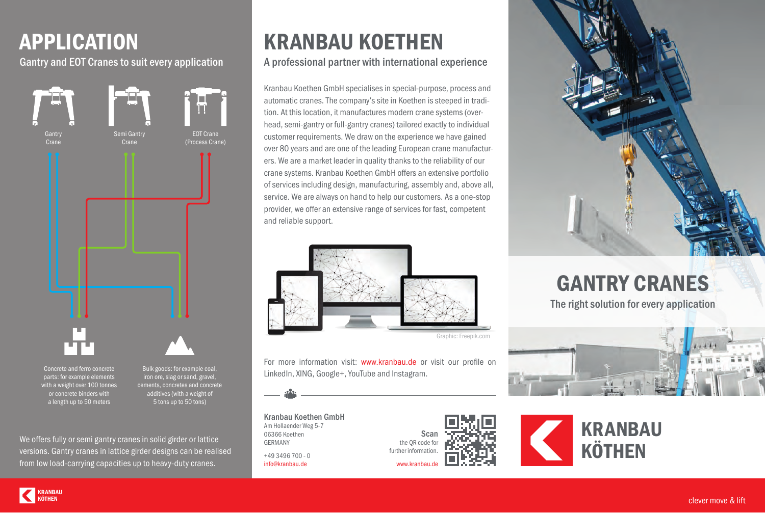# APPLICATION

## Gantry and EOT Cranes to suit every application

Gantry Crane

Semi Gantry Crane

EOT Crane (Process Crane)

Concrete and ferro concrete parts: for example elements with a weight over 100 tonnes or concrete binders with a length up to 50 meters

Bulk goods: for example coal, iron ore, slag or sand, gravel, cements, concretes and concrete additives (with a weight of 5 tons up to 50 tons)

We offers fully or semi gantry cranes in solid girder or lattice versions. Gantry cranes in lattice girder designs can be realised from low load-carrying capacities up to heavy-duty cranes.

# KRANBAU KOETHEN

## A professional partner with international experience

Kranbau Koethen GmbH specialises in special-purpose, process and automatic cranes. The company's site in Koethen is steeped in tradition. At this location, it manufactures modern crane systems (overhead, semi-gantry or full-gantry cranes) tailored exactly to individual customer requirements. We draw on the experience we have gained over 80 years and are one of the leading European crane manufacturers. We are a market leader in quality thanks to the reliability of our crane systems. Kranbau Koethen GmbH offers an extensive portfolio of services including design, manufacturing, assembly and, above all, service. We are always on hand to help our customers. As a one-stop provider, we offer an extensive range of services for fast, competent and reliable support.

Graphic: Freepik.com

For more information visit: www.kranbau.de or visit our profile on LinkedIn, XING, Google+, YouTube and Instagram.

**Kranbau Koethen GmbH**
Am Hollaender Weg 5-7
06366 Koethen
GERMANY

+49 3496 700 - 0
info@kranbau.de

**Scan** the QR code for further information.
www.kranbau.de

# GANTRY CRANES

## The right solution for every application

KRANBAU KÖTHEN

clever move & lift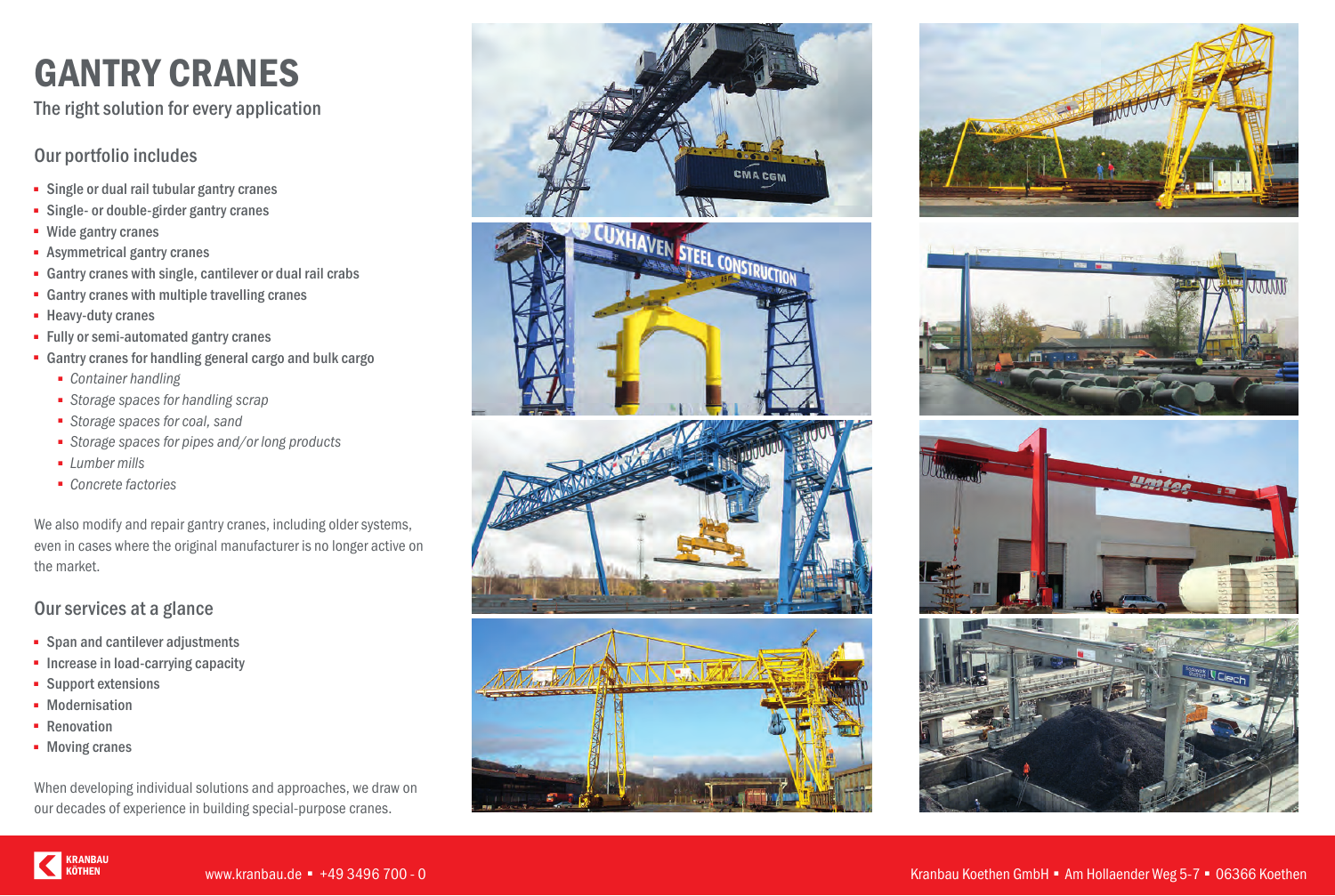# GANTRY CRANES

The right solution for every application

## Our portfolio includes

- Single or dual rail tubular gantry cranes
- Single- or double-girder gantry cranes
- Wide gantry cranes
- Asymmetrical gantry cranes
- Gantry cranes with single, cantilever or dual rail crabs
- Gantry cranes with multiple travelling cranes
- Heavy-duty cranes
- Fully or semi-automated gantry cranes
- Gantry cranes for handling general cargo and bulk cargo
  - *Container handling*
  - *Storage spaces for handling scrap*
  - *Storage spaces for coal, sand*
  - *Storage spaces for pipes and/or long products*
  - *Lumber mills*
  - *Concrete factories*

We also modify and repair gantry cranes, including older systems, even in cases where the original manufacturer is no longer active on the market.

## Our services at a glance

- Span and cantilever adjustments
- Increase in load-carrying capacity
- Support extensions
- Modernisation
- Renovation
- Moving cranes

When developing individual solutions and approaches, we draw on our decades of experience in building special-purpose cranes.

KRANBAU KÖTHEN

www.kranbau.de ▪ +49 3496 700 - 0

Kranbau Koethen GmbH ▪ Am Hollaender Weg 5-7 ▪ 06366 Koethen